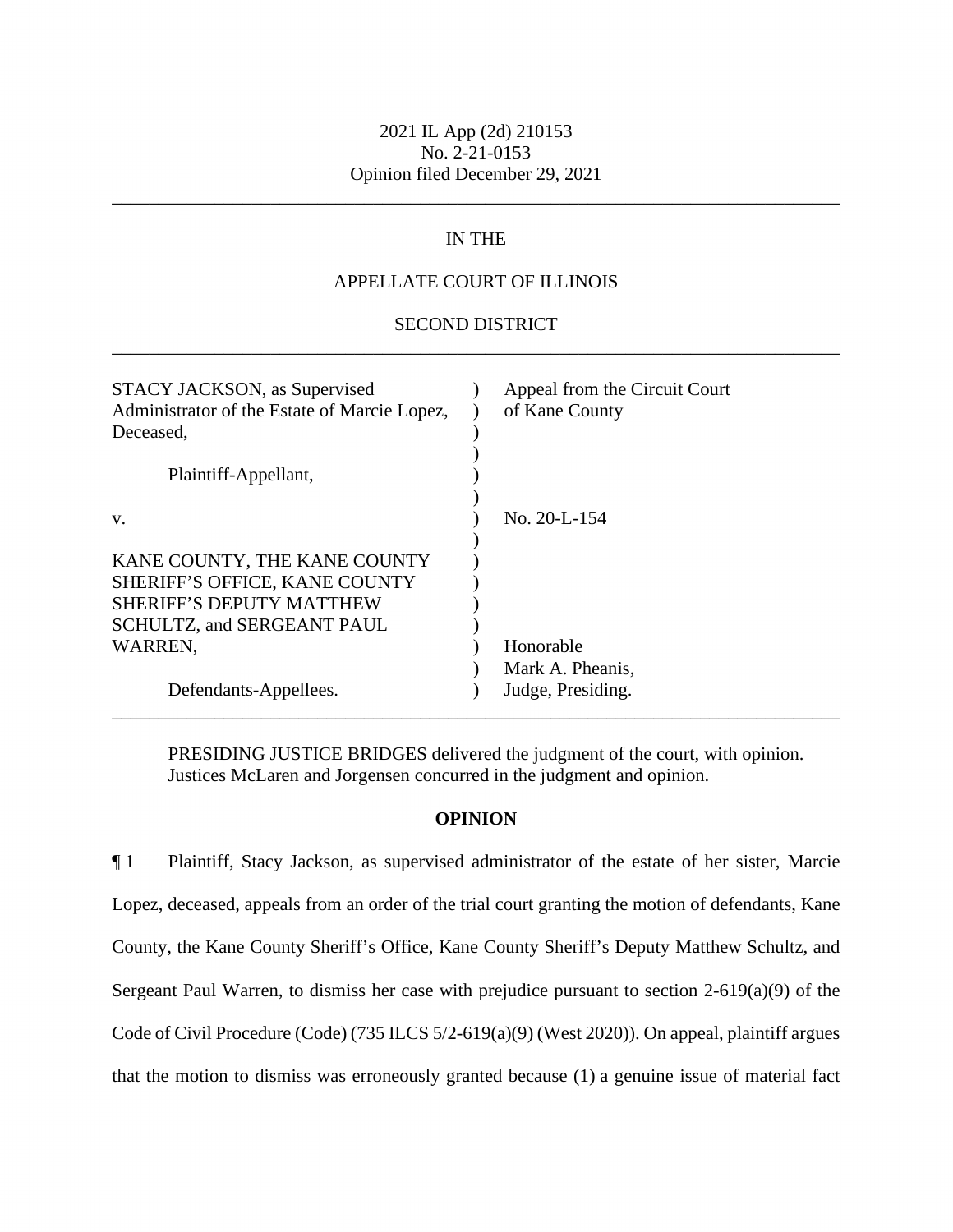2021 IL App (2d) 210153
No. 2-21-0153
Opinion filed December 29, 2021

---

IN THE

APPELLATE COURT OF ILLINOIS

SECOND DISTRICT

---

| | | |
|---|---|---|
| STACY JACKSON, as Supervised Administrator of the Estate of Marcie Lopez, Deceased, | ) | Appeal from the Circuit Court of Kane County |
| Plaintiff-Appellant, | ) | |
| v. | ) | No. 20-L-154 |
| KANE COUNTY, THE KANE COUNTY SHERIFF'S OFFICE, KANE COUNTY SHERIFF'S DEPUTY MATTHEW SCHULTZ, and SERGEANT PAUL WARREN, | ) | Honorable Mark A. Pheanis, |
| Defendants-Appellees. | ) | Judge, Presiding. |

---

PRESIDING JUSTICE BRIDGES delivered the judgment of the court, with opinion.
Justices McLaren and Jorgensen concurred in the judgment and opinion.

**OPINION**

¶ 1 Plaintiff, Stacy Jackson, as supervised administrator of the estate of her sister, Marcie Lopez, deceased, appeals from an order of the trial court granting the motion of defendants, Kane County, the Kane County Sheriff's Office, Kane County Sheriff's Deputy Matthew Schultz, and Sergeant Paul Warren, to dismiss her case with prejudice pursuant to section 2-619(a)(9) of the Code of Civil Procedure (Code) (735 ILCS 5/2-619(a)(9) (West 2020)). On appeal, plaintiff argues that the motion to dismiss was erroneously granted because (1) a genuine issue of material fact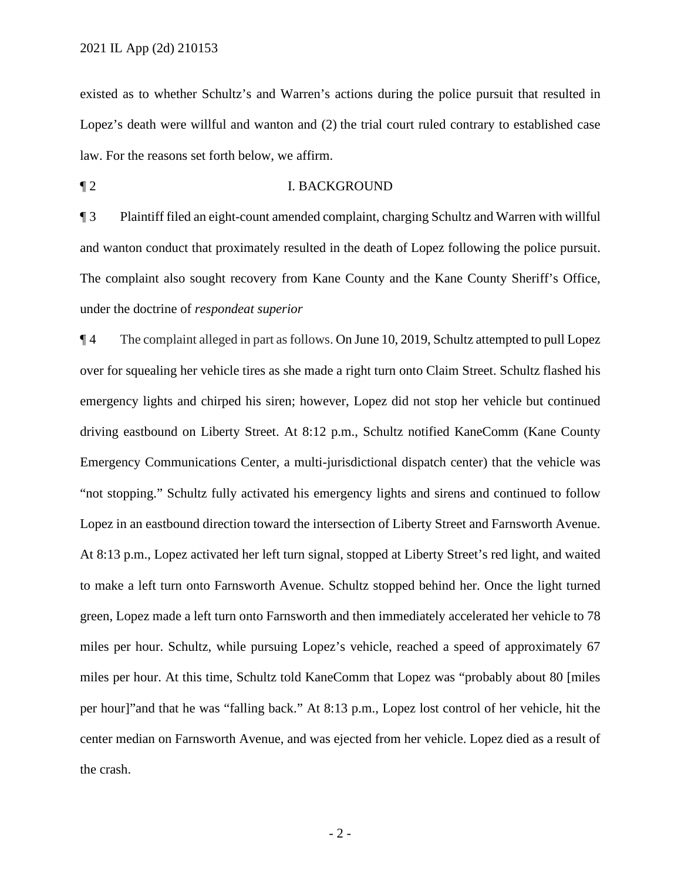existed as to whether Schultz's and Warren's actions during the police pursuit that resulted in Lopez's death were willful and wanton and (2) the trial court ruled contrary to established case law. For the reasons set forth below, we affirm.

¶ 2 I. BACKGROUND

¶ 3 Plaintiff filed an eight-count amended complaint, charging Schultz and Warren with willful and wanton conduct that proximately resulted in the death of Lopez following the police pursuit. The complaint also sought recovery from Kane County and the Kane County Sheriff's Office, under the doctrine of *respondeat superior*

¶ 4 The complaint alleged in part as follows. On June 10, 2019, Schultz attempted to pull Lopez over for squealing her vehicle tires as she made a right turn onto Claim Street. Schultz flashed his emergency lights and chirped his siren; however, Lopez did not stop her vehicle but continued driving eastbound on Liberty Street. At 8:12 p.m., Schultz notified KaneComm (Kane County Emergency Communications Center, a multi-jurisdictional dispatch center) that the vehicle was "not stopping." Schultz fully activated his emergency lights and sirens and continued to follow Lopez in an eastbound direction toward the intersection of Liberty Street and Farnsworth Avenue. At 8:13 p.m., Lopez activated her left turn signal, stopped at Liberty Street's red light, and waited to make a left turn onto Farnsworth Avenue. Schultz stopped behind her. Once the light turned green, Lopez made a left turn onto Farnsworth and then immediately accelerated her vehicle to 78 miles per hour. Schultz, while pursuing Lopez's vehicle, reached a speed of approximately 67 miles per hour. At this time, Schultz told KaneComm that Lopez was "probably about 80 [miles per hour]"and that he was "falling back." At 8:13 p.m., Lopez lost control of her vehicle, hit the center median on Farnsworth Avenue, and was ejected from her vehicle. Lopez died as a result of the crash.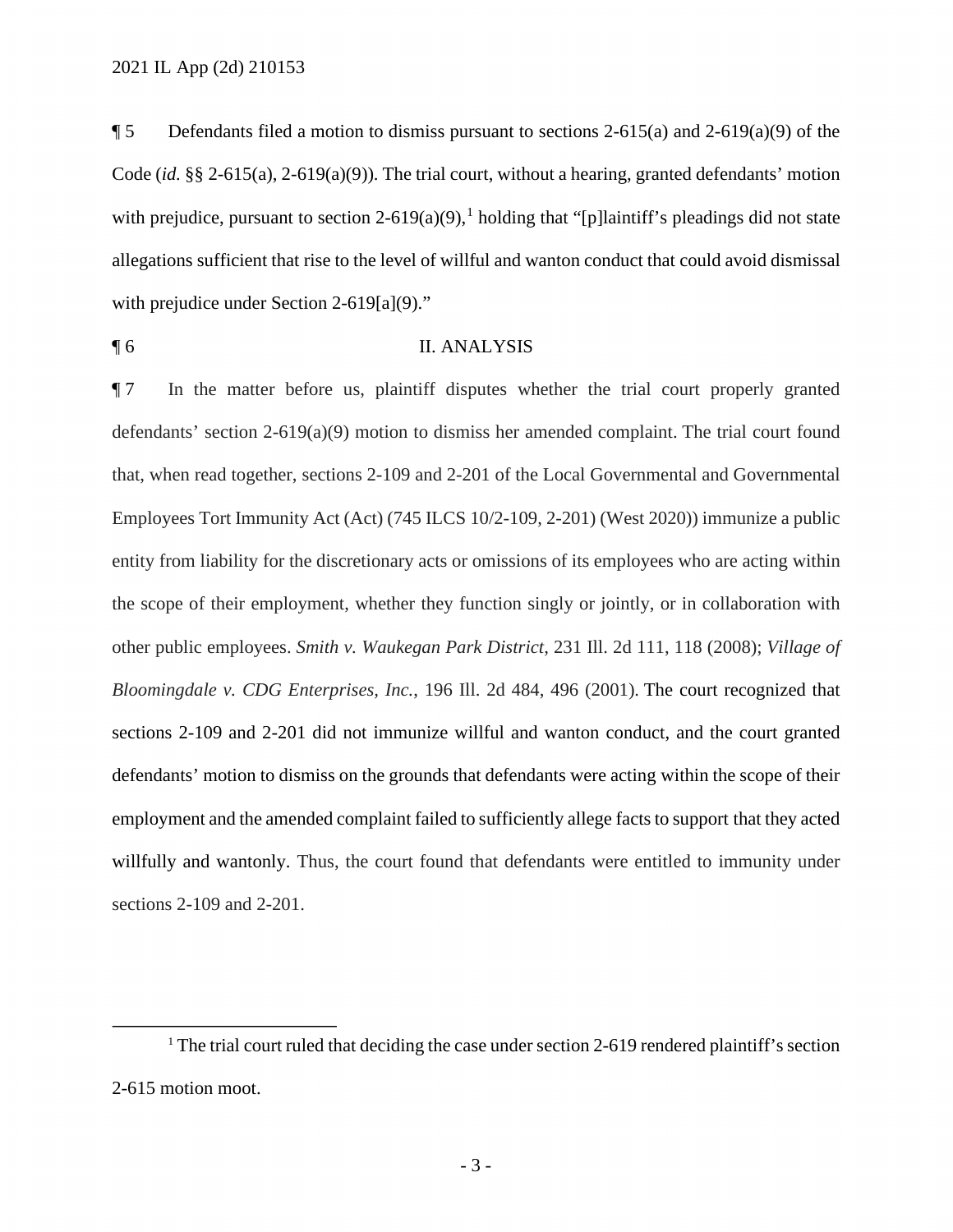¶ 5 Defendants filed a motion to dismiss pursuant to sections 2-615(a) and 2-619(a)(9) of the Code (*id.* §§ 2-615(a), 2-619(a)(9)). The trial court, without a hearing, granted defendants' motion with prejudice, pursuant to section 2-619(a)(9),[1] holding that "[p]laintiff's pleadings did not state allegations sufficient that rise to the level of willful and wanton conduct that could avoid dismissal with prejudice under Section 2-619[a](9)."

## ¶ 6 II. ANALYSIS

¶ 7 In the matter before us, plaintiff disputes whether the trial court properly granted defendants' section 2-619(a)(9) motion to dismiss her amended complaint. The trial court found that, when read together, sections 2-109 and 2-201 of the Local Governmental and Governmental Employees Tort Immunity Act (Act) (745 ILCS 10/2-109, 2-201) (West 2020)) immunize a public entity from liability for the discretionary acts or omissions of its employees who are acting within the scope of their employment, whether they function singly or jointly, or in collaboration with other public employees. *Smith v. Waukegan Park District*, 231 Ill. 2d 111, 118 (2008); *Village of Bloomingdale v. CDG Enterprises, Inc.*, 196 Ill. 2d 484, 496 (2001). The court recognized that sections 2-109 and 2-201 did not immunize willful and wanton conduct, and the court granted defendants' motion to dismiss on the grounds that defendants were acting within the scope of their employment and the amended complaint failed to sufficiently allege facts to support that they acted willfully and wantonly. Thus, the court found that defendants were entitled to immunity under sections 2-109 and 2-201.

[1] The trial court ruled that deciding the case under section 2-619 rendered plaintiff's section 2-615 motion moot.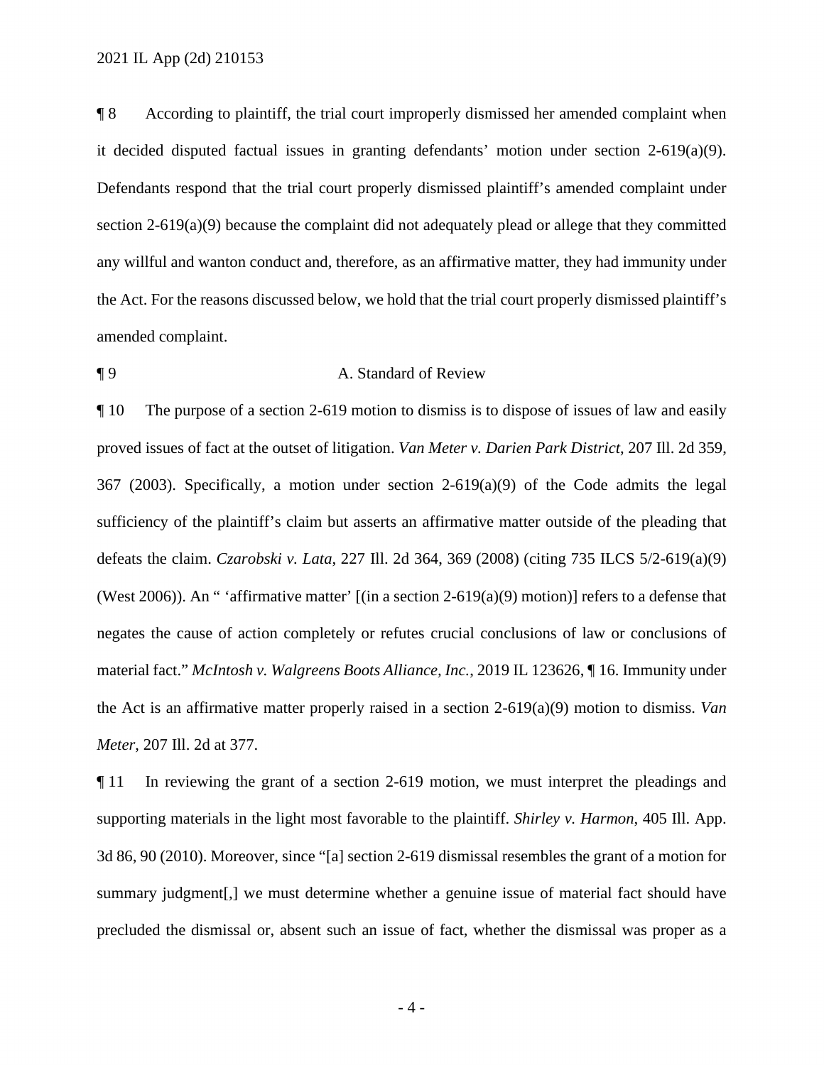¶ 8 According to plaintiff, the trial court improperly dismissed her amended complaint when it decided disputed factual issues in granting defendants' motion under section 2-619(a)(9). Defendants respond that the trial court properly dismissed plaintiff's amended complaint under section 2-619(a)(9) because the complaint did not adequately plead or allege that they committed any willful and wanton conduct and, therefore, as an affirmative matter, they had immunity under the Act. For the reasons discussed below, we hold that the trial court properly dismissed plaintiff's amended complaint.

¶ 9 A. Standard of Review

¶ 10 The purpose of a section 2-619 motion to dismiss is to dispose of issues of law and easily proved issues of fact at the outset of litigation. *Van Meter v. Darien Park District*, 207 Ill. 2d 359, 367 (2003). Specifically, a motion under section 2-619(a)(9) of the Code admits the legal sufficiency of the plaintiff's claim but asserts an affirmative matter outside of the pleading that defeats the claim. *Czarobski v. Lata*, 227 Ill. 2d 364, 369 (2008) (citing 735 ILCS 5/2-619(a)(9) (West 2006)). An " 'affirmative matter' [(in a section 2-619(a)(9) motion)] refers to a defense that negates the cause of action completely or refutes crucial conclusions of law or conclusions of material fact." *McIntosh v. Walgreens Boots Alliance, Inc.*, 2019 IL 123626, ¶ 16. Immunity under the Act is an affirmative matter properly raised in a section 2-619(a)(9) motion to dismiss. *Van Meter*, 207 Ill. 2d at 377.

¶ 11 In reviewing the grant of a section 2-619 motion, we must interpret the pleadings and supporting materials in the light most favorable to the plaintiff. *Shirley v. Harmon*, 405 Ill. App. 3d 86, 90 (2010). Moreover, since "[a] section 2-619 dismissal resembles the grant of a motion for summary judgment[,] we must determine whether a genuine issue of material fact should have precluded the dismissal or, absent such an issue of fact, whether the dismissal was proper as a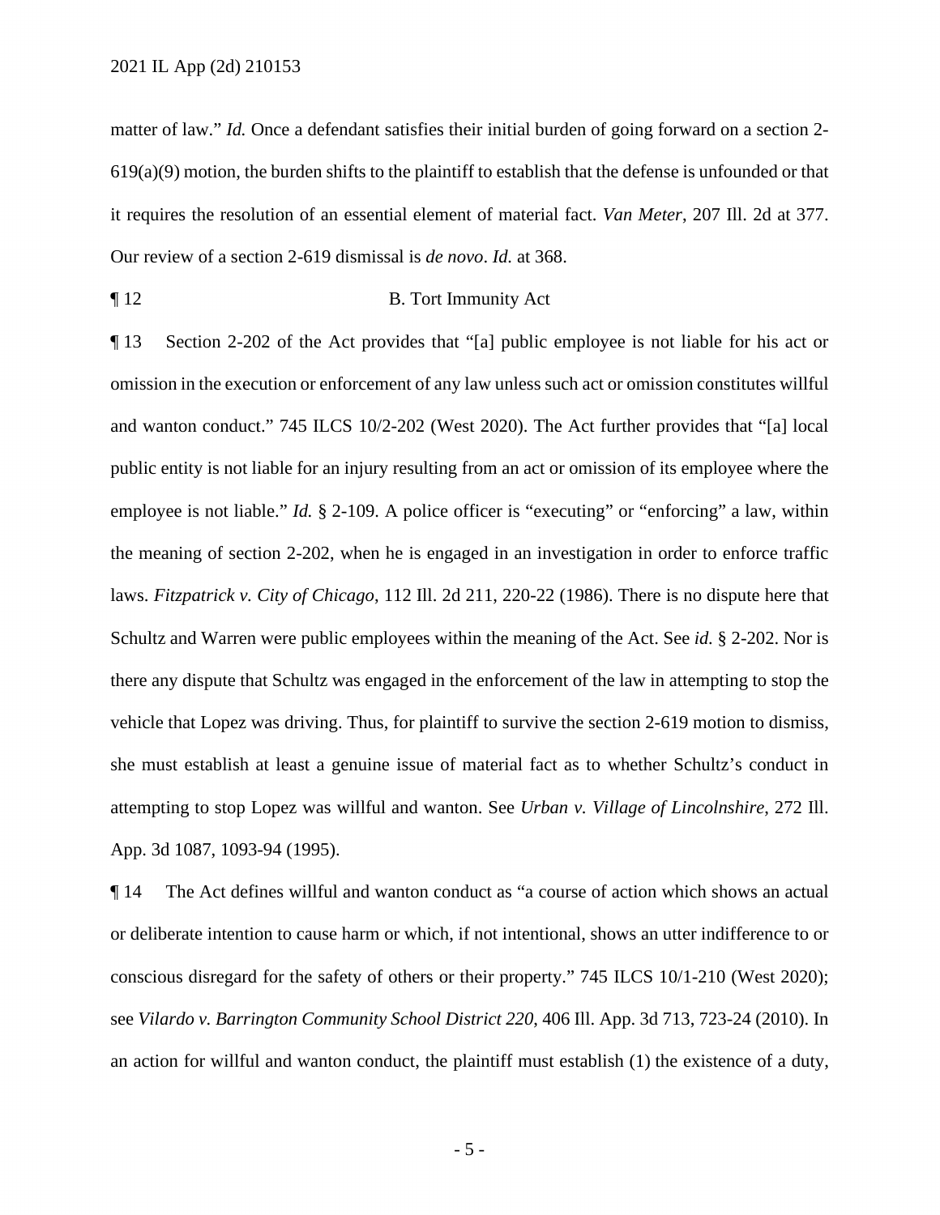matter of law." *Id.* Once a defendant satisfies their initial burden of going forward on a section 2-619(a)(9) motion, the burden shifts to the plaintiff to establish that the defense is unfounded or that it requires the resolution of an essential element of material fact. *Van Meter*, 207 Ill. 2d at 377. Our review of a section 2-619 dismissal is *de novo*. *Id.* at 368.

¶ 12 B. Tort Immunity Act

¶ 13 Section 2-202 of the Act provides that "[a] public employee is not liable for his act or omission in the execution or enforcement of any law unless such act or omission constitutes willful and wanton conduct." 745 ILCS 10/2-202 (West 2020). The Act further provides that "[a] local public entity is not liable for an injury resulting from an act or omission of its employee where the employee is not liable." *Id.* § 2-109. A police officer is "executing" or "enforcing" a law, within the meaning of section 2-202, when he is engaged in an investigation in order to enforce traffic laws. *Fitzpatrick v. City of Chicago*, 112 Ill. 2d 211, 220-22 (1986). There is no dispute here that Schultz and Warren were public employees within the meaning of the Act. See *id.* § 2-202. Nor is there any dispute that Schultz was engaged in the enforcement of the law in attempting to stop the vehicle that Lopez was driving. Thus, for plaintiff to survive the section 2-619 motion to dismiss, she must establish at least a genuine issue of material fact as to whether Schultz's conduct in attempting to stop Lopez was willful and wanton. See *Urban v. Village of Lincolnshire*, 272 Ill. App. 3d 1087, 1093-94 (1995).

¶ 14 The Act defines willful and wanton conduct as "a course of action which shows an actual or deliberate intention to cause harm or which, if not intentional, shows an utter indifference to or conscious disregard for the safety of others or their property." 745 ILCS 10/1-210 (West 2020); see *Vilardo v. Barrington Community School District 220*, 406 Ill. App. 3d 713, 723-24 (2010). In an action for willful and wanton conduct, the plaintiff must establish (1) the existence of a duty,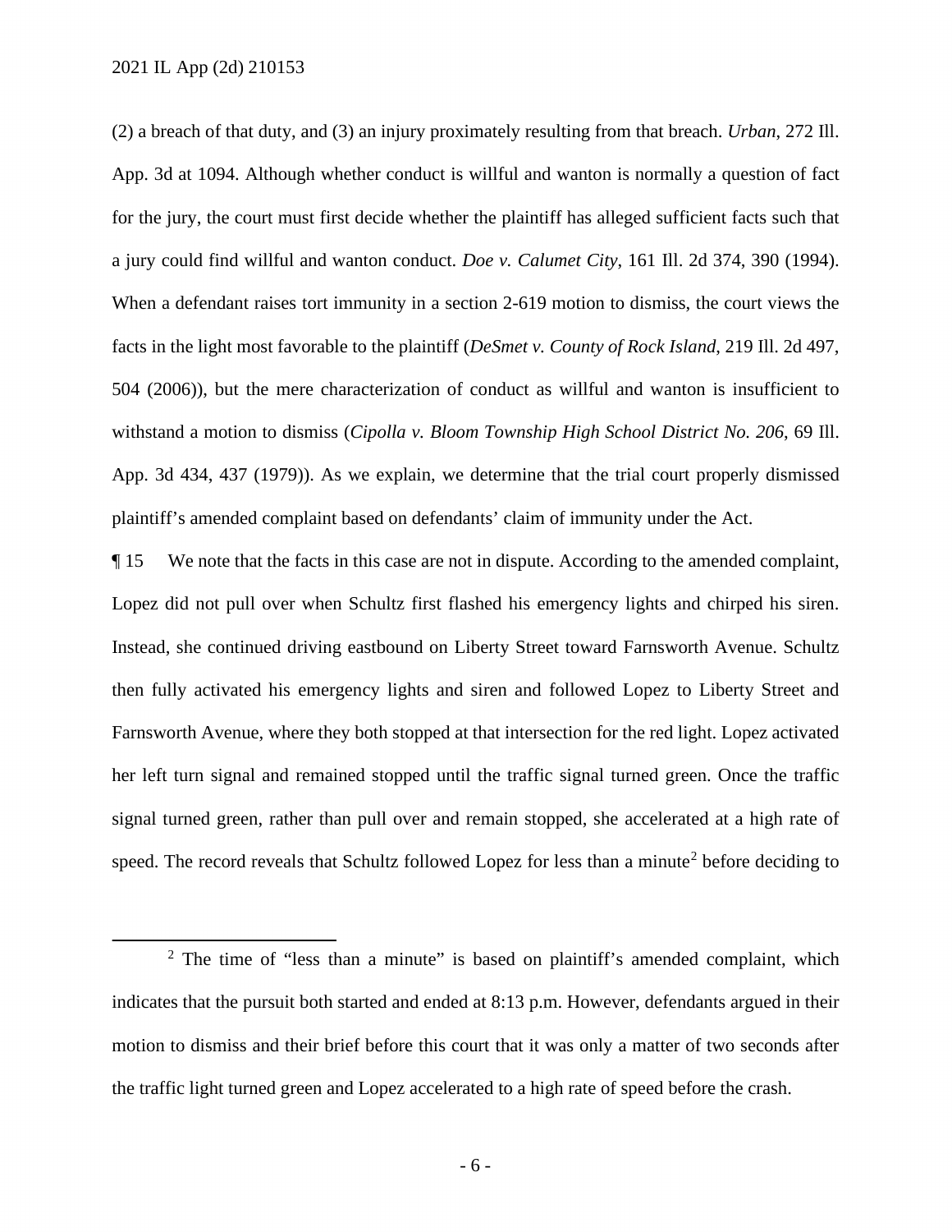(2) a breach of that duty, and (3) an injury proximately resulting from that breach. *Urban*, 272 Ill. App. 3d at 1094. Although whether conduct is willful and wanton is normally a question of fact for the jury, the court must first decide whether the plaintiff has alleged sufficient facts such that a jury could find willful and wanton conduct. *Doe v. Calumet City*, 161 Ill. 2d 374, 390 (1994). When a defendant raises tort immunity in a section 2-619 motion to dismiss, the court views the facts in the light most favorable to the plaintiff (*DeSmet v. County of Rock Island*, 219 Ill. 2d 497, 504 (2006)), but the mere characterization of conduct as willful and wanton is insufficient to withstand a motion to dismiss (*Cipolla v. Bloom Township High School District No. 206*, 69 Ill. App. 3d 434, 437 (1979)). As we explain, we determine that the trial court properly dismissed plaintiff's amended complaint based on defendants' claim of immunity under the Act.

¶ 15 We note that the facts in this case are not in dispute. According to the amended complaint, Lopez did not pull over when Schultz first flashed his emergency lights and chirped his siren. Instead, she continued driving eastbound on Liberty Street toward Farnsworth Avenue. Schultz then fully activated his emergency lights and siren and followed Lopez to Liberty Street and Farnsworth Avenue, where they both stopped at that intersection for the red light. Lopez activated her left turn signal and remained stopped until the traffic signal turned green. Once the traffic signal turned green, rather than pull over and remain stopped, she accelerated at a high rate of speed. The record reveals that Schultz followed Lopez for less than a minute[2] before deciding to

[2] The time of "less than a minute" is based on plaintiff's amended complaint, which indicates that the pursuit both started and ended at 8:13 p.m. However, defendants argued in their motion to dismiss and their brief before this court that it was only a matter of two seconds after the traffic light turned green and Lopez accelerated to a high rate of speed before the crash.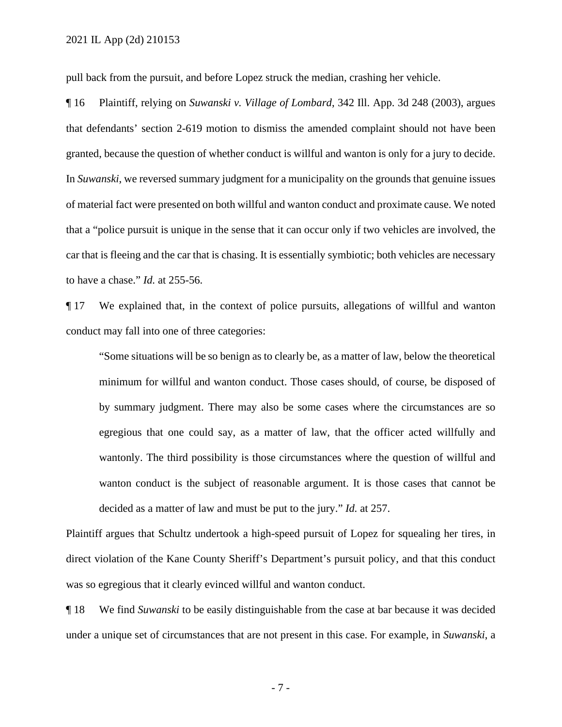pull back from the pursuit, and before Lopez struck the median, crashing her vehicle.

¶ 16 Plaintiff, relying on *Suwanski v. Village of Lombard*, 342 Ill. App. 3d 248 (2003), argues that defendants' section 2-619 motion to dismiss the amended complaint should not have been granted, because the question of whether conduct is willful and wanton is only for a jury to decide. In *Suwanski*, we reversed summary judgment for a municipality on the grounds that genuine issues of material fact were presented on both willful and wanton conduct and proximate cause. We noted that a "police pursuit is unique in the sense that it can occur only if two vehicles are involved, the car that is fleeing and the car that is chasing. It is essentially symbiotic; both vehicles are necessary to have a chase." *Id.* at 255-56.

¶ 17 We explained that, in the context of police pursuits, allegations of willful and wanton conduct may fall into one of three categories:

> "Some situations will be so benign as to clearly be, as a matter of law, below the theoretical minimum for willful and wanton conduct. Those cases should, of course, be disposed of by summary judgment. There may also be some cases where the circumstances are so egregious that one could say, as a matter of law, that the officer acted willfully and wantonly. The third possibility is those circumstances where the question of willful and wanton conduct is the subject of reasonable argument. It is those cases that cannot be decided as a matter of law and must be put to the jury." *Id.* at 257.

Plaintiff argues that Schultz undertook a high-speed pursuit of Lopez for squealing her tires, in direct violation of the Kane County Sheriff's Department's pursuit policy, and that this conduct was so egregious that it clearly evinced willful and wanton conduct.

¶ 18 We find *Suwanski* to be easily distinguishable from the case at bar because it was decided under a unique set of circumstances that are not present in this case. For example, in *Suwanski*, a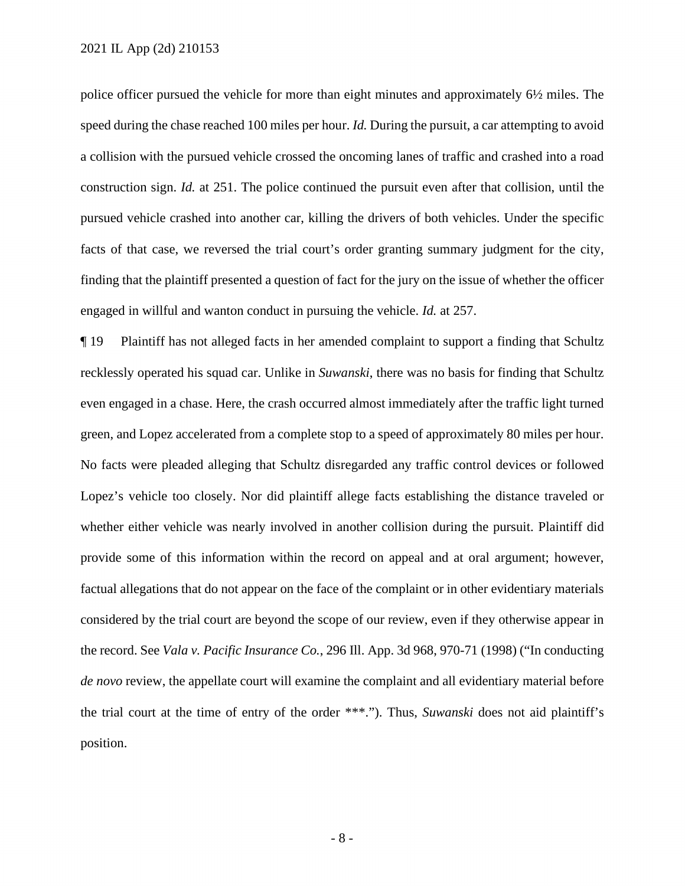police officer pursued the vehicle for more than eight minutes and approximately 6½ miles. The speed during the chase reached 100 miles per hour. *Id.* During the pursuit, a car attempting to avoid a collision with the pursued vehicle crossed the oncoming lanes of traffic and crashed into a road construction sign. *Id.* at 251. The police continued the pursuit even after that collision, until the pursued vehicle crashed into another car, killing the drivers of both vehicles. Under the specific facts of that case, we reversed the trial court's order granting summary judgment for the city, finding that the plaintiff presented a question of fact for the jury on the issue of whether the officer engaged in willful and wanton conduct in pursuing the vehicle. *Id.* at 257.

¶ 19 Plaintiff has not alleged facts in her amended complaint to support a finding that Schultz recklessly operated his squad car. Unlike in *Suwanski*, there was no basis for finding that Schultz even engaged in a chase. Here, the crash occurred almost immediately after the traffic light turned green, and Lopez accelerated from a complete stop to a speed of approximately 80 miles per hour. No facts were pleaded alleging that Schultz disregarded any traffic control devices or followed Lopez's vehicle too closely. Nor did plaintiff allege facts establishing the distance traveled or whether either vehicle was nearly involved in another collision during the pursuit. Plaintiff did provide some of this information within the record on appeal and at oral argument; however, factual allegations that do not appear on the face of the complaint or in other evidentiary materials considered by the trial court are beyond the scope of our review, even if they otherwise appear in the record. See *Vala v. Pacific Insurance Co.*, 296 Ill. App. 3d 968, 970-71 (1998) ("In conducting *de novo* review, the appellate court will examine the complaint and all evidentiary material before the trial court at the time of entry of the order ***."). Thus, *Suwanski* does not aid plaintiff's position.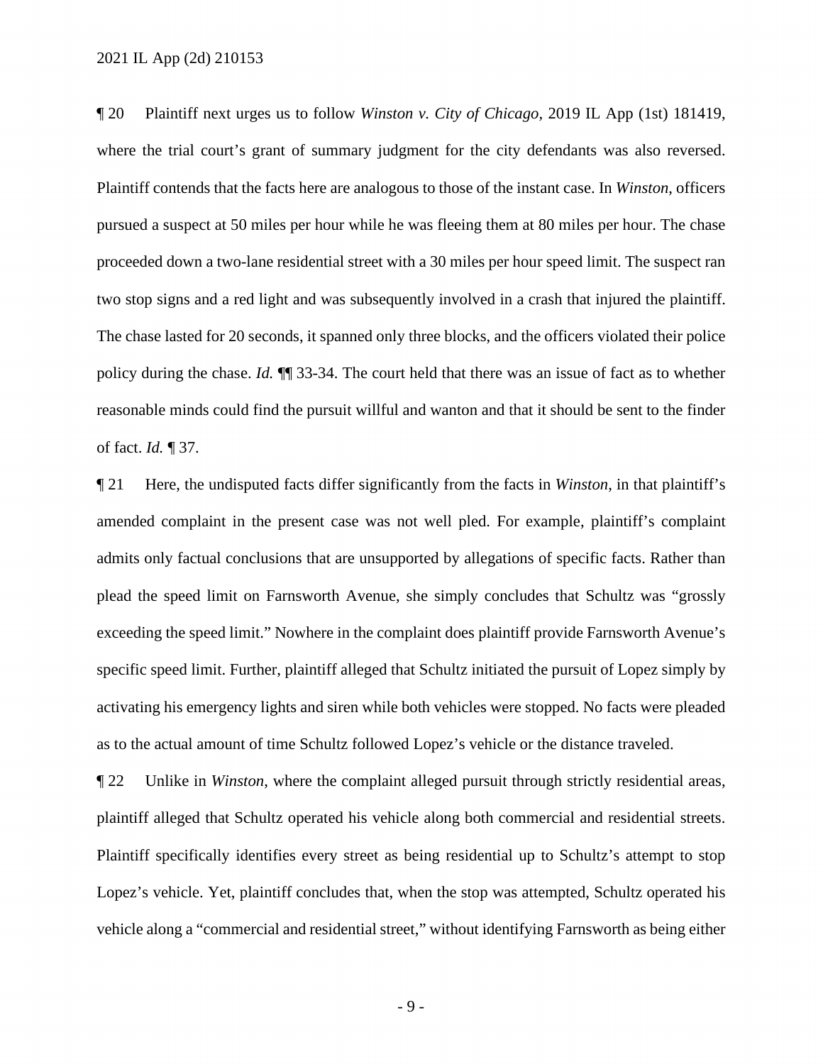¶ 20 Plaintiff next urges us to follow *Winston v. City of Chicago*, 2019 IL App (1st) 181419, where the trial court's grant of summary judgment for the city defendants was also reversed. Plaintiff contends that the facts here are analogous to those of the instant case. In *Winston*, officers pursued a suspect at 50 miles per hour while he was fleeing them at 80 miles per hour. The chase proceeded down a two-lane residential street with a 30 miles per hour speed limit. The suspect ran two stop signs and a red light and was subsequently involved in a crash that injured the plaintiff. The chase lasted for 20 seconds, it spanned only three blocks, and the officers violated their police policy during the chase. *Id.* ¶¶ 33-34. The court held that there was an issue of fact as to whether reasonable minds could find the pursuit willful and wanton and that it should be sent to the finder of fact. *Id.* ¶ 37.

¶ 21 Here, the undisputed facts differ significantly from the facts in *Winston*, in that plaintiff's amended complaint in the present case was not well pled. For example, plaintiff's complaint admits only factual conclusions that are unsupported by allegations of specific facts. Rather than plead the speed limit on Farnsworth Avenue, she simply concludes that Schultz was "grossly exceeding the speed limit." Nowhere in the complaint does plaintiff provide Farnsworth Avenue's specific speed limit. Further, plaintiff alleged that Schultz initiated the pursuit of Lopez simply by activating his emergency lights and siren while both vehicles were stopped. No facts were pleaded as to the actual amount of time Schultz followed Lopez's vehicle or the distance traveled.

¶ 22 Unlike in *Winston*, where the complaint alleged pursuit through strictly residential areas, plaintiff alleged that Schultz operated his vehicle along both commercial and residential streets. Plaintiff specifically identifies every street as being residential up to Schultz's attempt to stop Lopez's vehicle. Yet, plaintiff concludes that, when the stop was attempted, Schultz operated his vehicle along a "commercial and residential street," without identifying Farnsworth as being either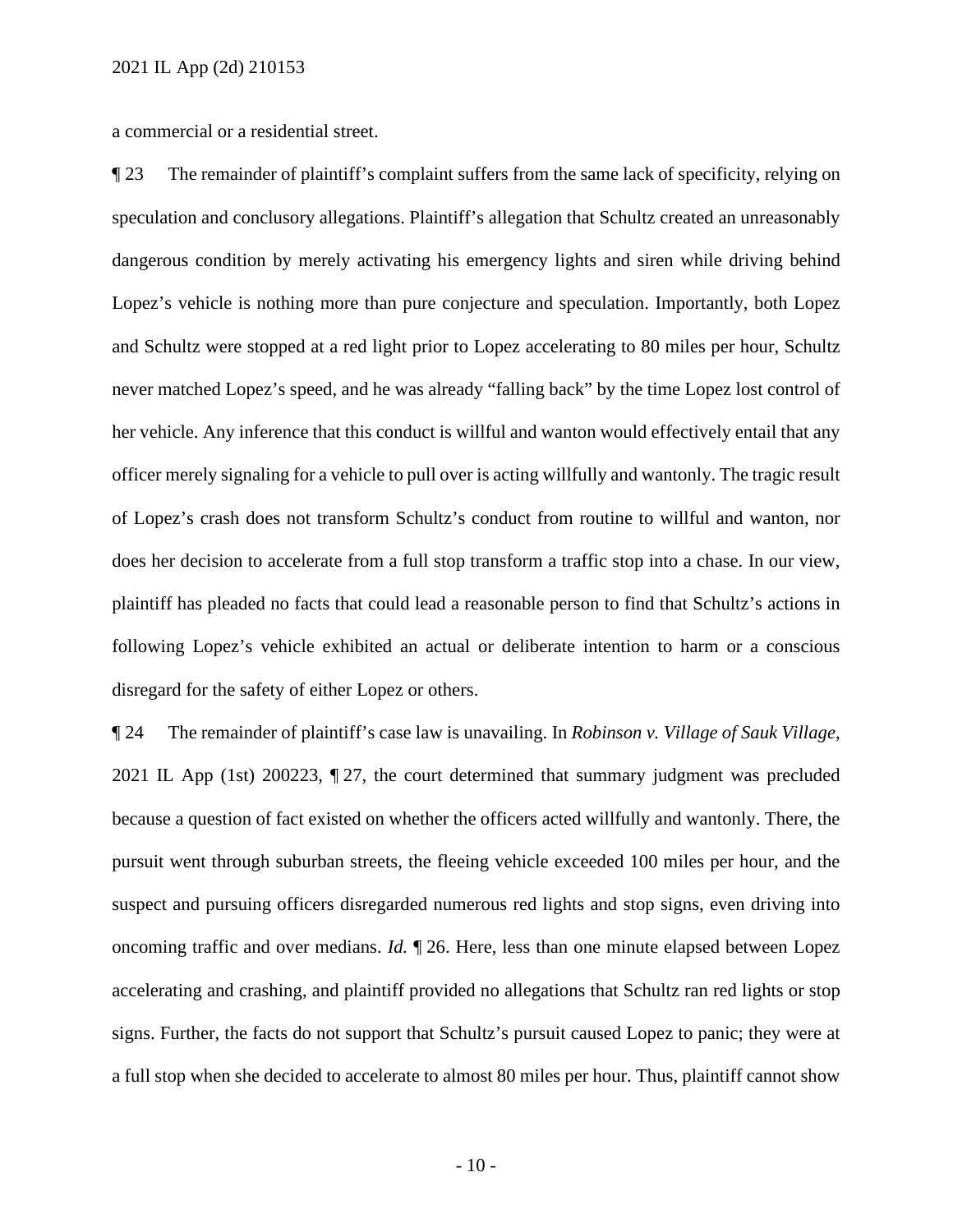a commercial or a residential street.

¶ 23 The remainder of plaintiff's complaint suffers from the same lack of specificity, relying on speculation and conclusory allegations. Plaintiff's allegation that Schultz created an unreasonably dangerous condition by merely activating his emergency lights and siren while driving behind Lopez's vehicle is nothing more than pure conjecture and speculation. Importantly, both Lopez and Schultz were stopped at a red light prior to Lopez accelerating to 80 miles per hour, Schultz never matched Lopez's speed, and he was already "falling back" by the time Lopez lost control of her vehicle. Any inference that this conduct is willful and wanton would effectively entail that any officer merely signaling for a vehicle to pull over is acting willfully and wantonly. The tragic result of Lopez's crash does not transform Schultz's conduct from routine to willful and wanton, nor does her decision to accelerate from a full stop transform a traffic stop into a chase. In our view, plaintiff has pleaded no facts that could lead a reasonable person to find that Schultz's actions in following Lopez's vehicle exhibited an actual or deliberate intention to harm or a conscious disregard for the safety of either Lopez or others.

¶ 24 The remainder of plaintiff's case law is unavailing. In *Robinson v. Village of Sauk Village*, 2021 IL App (1st) 200223, ¶ 27, the court determined that summary judgment was precluded because a question of fact existed on whether the officers acted willfully and wantonly. There, the pursuit went through suburban streets, the fleeing vehicle exceeded 100 miles per hour, and the suspect and pursuing officers disregarded numerous red lights and stop signs, even driving into oncoming traffic and over medians. *Id.* ¶ 26. Here, less than one minute elapsed between Lopez accelerating and crashing, and plaintiff provided no allegations that Schultz ran red lights or stop signs. Further, the facts do not support that Schultz's pursuit caused Lopez to panic; they were at a full stop when she decided to accelerate to almost 80 miles per hour. Thus, plaintiff cannot show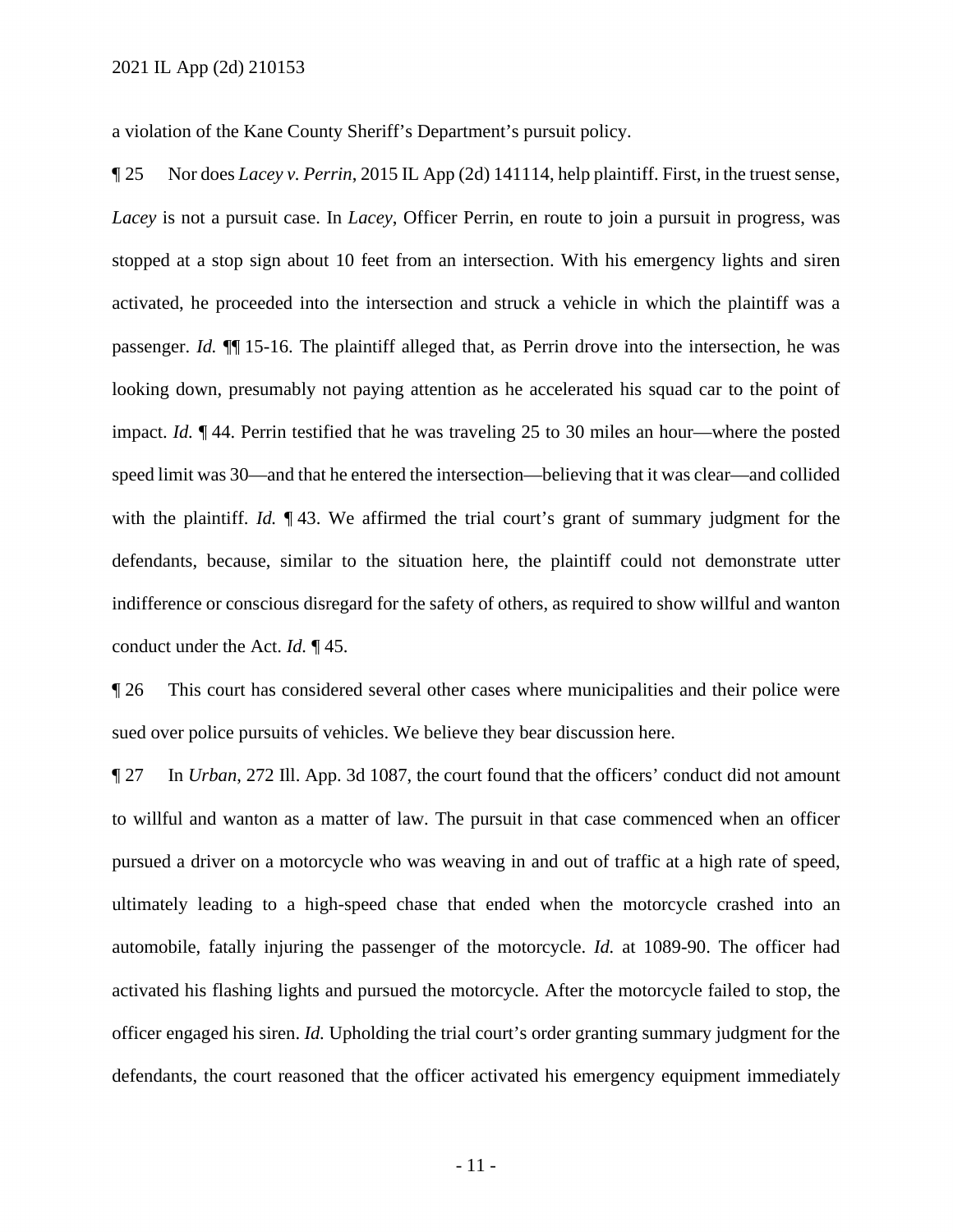a violation of the Kane County Sheriff's Department's pursuit policy.

¶ 25 Nor does *Lacey v. Perrin*, 2015 IL App (2d) 141114, help plaintiff. First, in the truest sense, *Lacey* is not a pursuit case. In *Lacey*, Officer Perrin, en route to join a pursuit in progress, was stopped at a stop sign about 10 feet from an intersection. With his emergency lights and siren activated, he proceeded into the intersection and struck a vehicle in which the plaintiff was a passenger. *Id.* ¶¶ 15-16. The plaintiff alleged that, as Perrin drove into the intersection, he was looking down, presumably not paying attention as he accelerated his squad car to the point of impact. *Id.* ¶ 44. Perrin testified that he was traveling 25 to 30 miles an hour—where the posted speed limit was 30—and that he entered the intersection—believing that it was clear—and collided with the plaintiff. *Id.* ¶ 43. We affirmed the trial court's grant of summary judgment for the defendants, because, similar to the situation here, the plaintiff could not demonstrate utter indifference or conscious disregard for the safety of others, as required to show willful and wanton conduct under the Act. *Id.* ¶ 45.

¶ 26 This court has considered several other cases where municipalities and their police were sued over police pursuits of vehicles. We believe they bear discussion here.

¶ 27 In *Urban*, 272 Ill. App. 3d 1087, the court found that the officers' conduct did not amount to willful and wanton as a matter of law. The pursuit in that case commenced when an officer pursued a driver on a motorcycle who was weaving in and out of traffic at a high rate of speed, ultimately leading to a high-speed chase that ended when the motorcycle crashed into an automobile, fatally injuring the passenger of the motorcycle. *Id.* at 1089-90. The officer had activated his flashing lights and pursued the motorcycle. After the motorcycle failed to stop, the officer engaged his siren. *Id.* Upholding the trial court's order granting summary judgment for the defendants, the court reasoned that the officer activated his emergency equipment immediately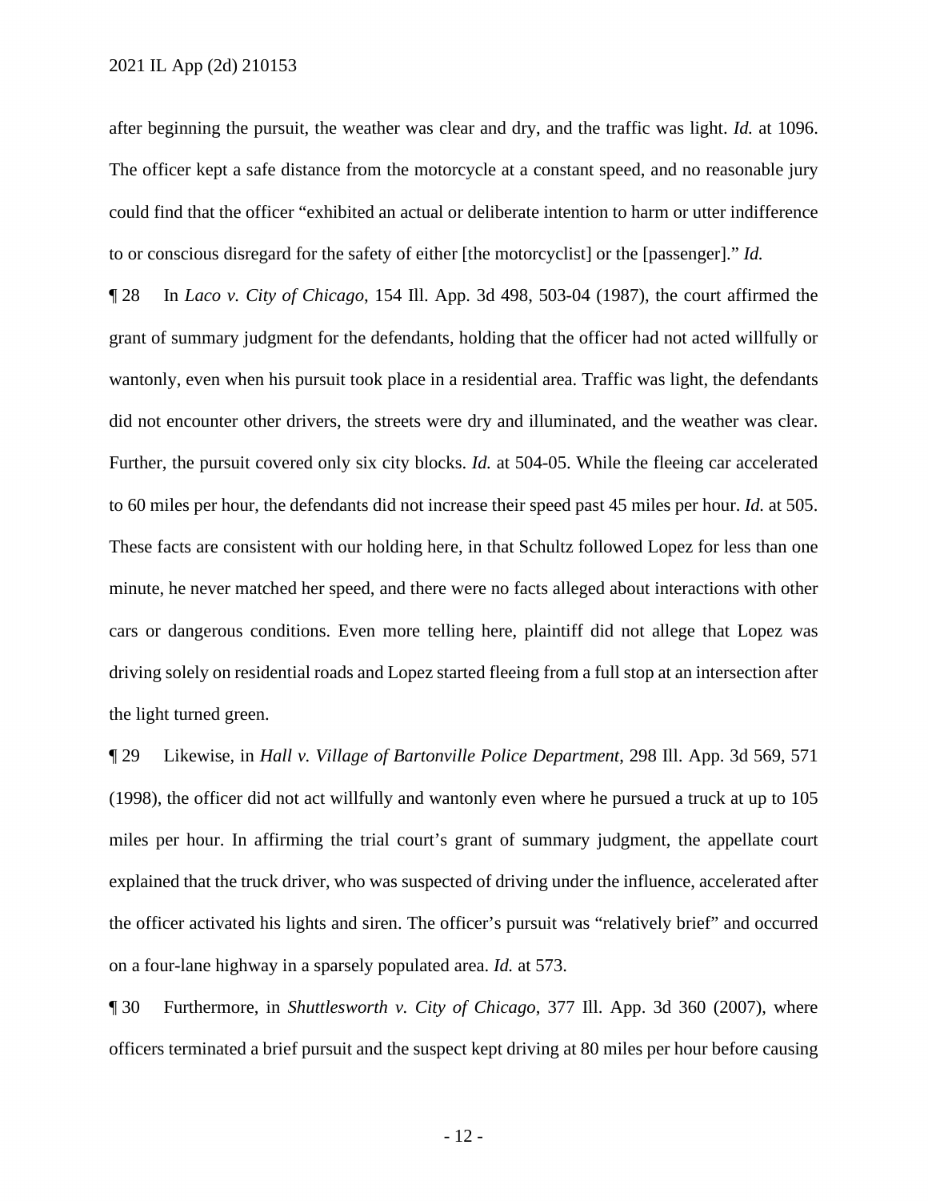after beginning the pursuit, the weather was clear and dry, and the traffic was light. *Id.* at 1096. The officer kept a safe distance from the motorcycle at a constant speed, and no reasonable jury could find that the officer "exhibited an actual or deliberate intention to harm or utter indifference to or conscious disregard for the safety of either [the motorcyclist] or the [passenger]." *Id.*

¶ 28 In *Laco v. City of Chicago*, 154 Ill. App. 3d 498, 503-04 (1987), the court affirmed the grant of summary judgment for the defendants, holding that the officer had not acted willfully or wantonly, even when his pursuit took place in a residential area. Traffic was light, the defendants did not encounter other drivers, the streets were dry and illuminated, and the weather was clear. Further, the pursuit covered only six city blocks. *Id.* at 504-05. While the fleeing car accelerated to 60 miles per hour, the defendants did not increase their speed past 45 miles per hour. *Id.* at 505. These facts are consistent with our holding here, in that Schultz followed Lopez for less than one minute, he never matched her speed, and there were no facts alleged about interactions with other cars or dangerous conditions. Even more telling here, plaintiff did not allege that Lopez was driving solely on residential roads and Lopez started fleeing from a full stop at an intersection after the light turned green.

¶ 29 Likewise, in *Hall v. Village of Bartonville Police Department*, 298 Ill. App. 3d 569, 571 (1998), the officer did not act willfully and wantonly even where he pursued a truck at up to 105 miles per hour. In affirming the trial court's grant of summary judgment, the appellate court explained that the truck driver, who was suspected of driving under the influence, accelerated after the officer activated his lights and siren. The officer's pursuit was "relatively brief" and occurred on a four-lane highway in a sparsely populated area. *Id.* at 573.

¶ 30 Furthermore, in *Shuttlesworth v. City of Chicago*, 377 Ill. App. 3d 360 (2007), where officers terminated a brief pursuit and the suspect kept driving at 80 miles per hour before causing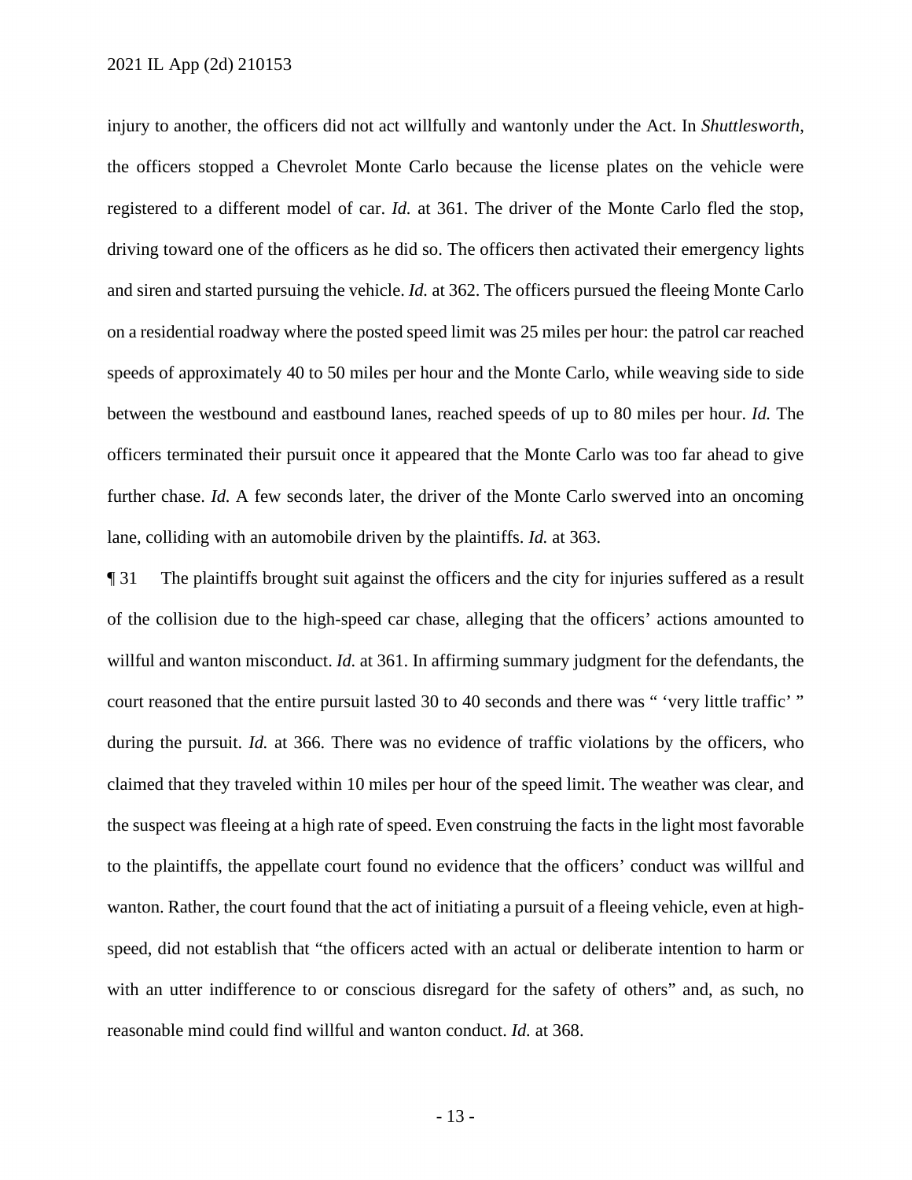injury to another, the officers did not act willfully and wantonly under the Act. In *Shuttlesworth*, the officers stopped a Chevrolet Monte Carlo because the license plates on the vehicle were registered to a different model of car. *Id.* at 361. The driver of the Monte Carlo fled the stop, driving toward one of the officers as he did so. The officers then activated their emergency lights and siren and started pursuing the vehicle. *Id.* at 362. The officers pursued the fleeing Monte Carlo on a residential roadway where the posted speed limit was 25 miles per hour: the patrol car reached speeds of approximately 40 to 50 miles per hour and the Monte Carlo, while weaving side to side between the westbound and eastbound lanes, reached speeds of up to 80 miles per hour. *Id.* The officers terminated their pursuit once it appeared that the Monte Carlo was too far ahead to give further chase. *Id.* A few seconds later, the driver of the Monte Carlo swerved into an oncoming lane, colliding with an automobile driven by the plaintiffs. *Id.* at 363.

¶ 31 The plaintiffs brought suit against the officers and the city for injuries suffered as a result of the collision due to the high-speed car chase, alleging that the officers' actions amounted to willful and wanton misconduct. *Id.* at 361. In affirming summary judgment for the defendants, the court reasoned that the entire pursuit lasted 30 to 40 seconds and there was " 'very little traffic' " during the pursuit. *Id.* at 366. There was no evidence of traffic violations by the officers, who claimed that they traveled within 10 miles per hour of the speed limit. The weather was clear, and the suspect was fleeing at a high rate of speed. Even construing the facts in the light most favorable to the plaintiffs, the appellate court found no evidence that the officers' conduct was willful and wanton. Rather, the court found that the act of initiating a pursuit of a fleeing vehicle, even at high-speed, did not establish that "the officers acted with an actual or deliberate intention to harm or with an utter indifference to or conscious disregard for the safety of others" and, as such, no reasonable mind could find willful and wanton conduct. *Id.* at 368.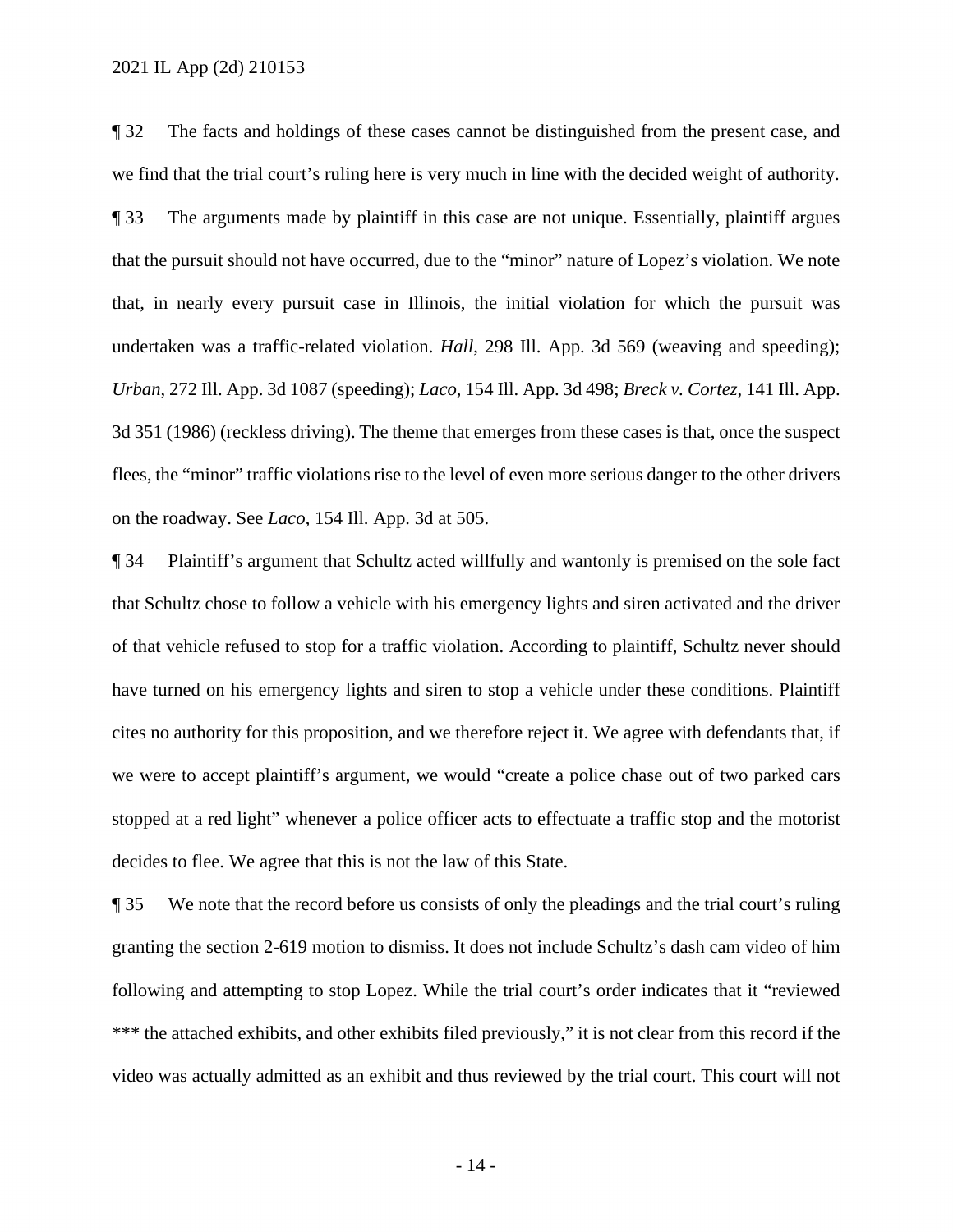¶ 32 The facts and holdings of these cases cannot be distinguished from the present case, and we find that the trial court's ruling here is very much in line with the decided weight of authority.

¶ 33 The arguments made by plaintiff in this case are not unique. Essentially, plaintiff argues that the pursuit should not have occurred, due to the "minor" nature of Lopez's violation. We note that, in nearly every pursuit case in Illinois, the initial violation for which the pursuit was undertaken was a traffic-related violation. *Hall*, 298 Ill. App. 3d 569 (weaving and speeding); *Urban*, 272 Ill. App. 3d 1087 (speeding); *Laco*, 154 Ill. App. 3d 498; *Breck v. Cortez*, 141 Ill. App. 3d 351 (1986) (reckless driving). The theme that emerges from these cases is that, once the suspect flees, the "minor" traffic violations rise to the level of even more serious danger to the other drivers on the roadway. See *Laco*, 154 Ill. App. 3d at 505.

¶ 34 Plaintiff's argument that Schultz acted willfully and wantonly is premised on the sole fact that Schultz chose to follow a vehicle with his emergency lights and siren activated and the driver of that vehicle refused to stop for a traffic violation. According to plaintiff, Schultz never should have turned on his emergency lights and siren to stop a vehicle under these conditions. Plaintiff cites no authority for this proposition, and we therefore reject it. We agree with defendants that, if we were to accept plaintiff's argument, we would "create a police chase out of two parked cars stopped at a red light" whenever a police officer acts to effectuate a traffic stop and the motorist decides to flee. We agree that this is not the law of this State.

¶ 35 We note that the record before us consists of only the pleadings and the trial court's ruling granting the section 2-619 motion to dismiss. It does not include Schultz's dash cam video of him following and attempting to stop Lopez. While the trial court's order indicates that it "reviewed *** the attached exhibits, and other exhibits filed previously," it is not clear from this record if the video was actually admitted as an exhibit and thus reviewed by the trial court. This court will not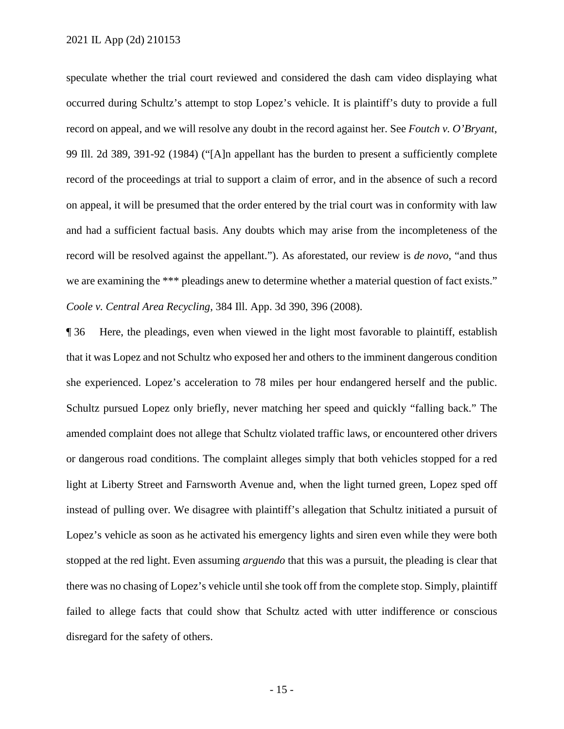speculate whether the trial court reviewed and considered the dash cam video displaying what occurred during Schultz's attempt to stop Lopez's vehicle. It is plaintiff's duty to provide a full record on appeal, and we will resolve any doubt in the record against her. See *Foutch v. O'Bryant*, 99 Ill. 2d 389, 391-92 (1984) ("[A]n appellant has the burden to present a sufficiently complete record of the proceedings at trial to support a claim of error, and in the absence of such a record on appeal, it will be presumed that the order entered by the trial court was in conformity with law and had a sufficient factual basis. Any doubts which may arise from the incompleteness of the record will be resolved against the appellant."). As aforestated, our review is *de novo*, "and thus we are examining the *** pleadings anew to determine whether a material question of fact exists." *Coole v. Central Area Recycling*, 384 Ill. App. 3d 390, 396 (2008).

¶ 36 Here, the pleadings, even when viewed in the light most favorable to plaintiff, establish that it was Lopez and not Schultz who exposed her and others to the imminent dangerous condition she experienced. Lopez's acceleration to 78 miles per hour endangered herself and the public. Schultz pursued Lopez only briefly, never matching her speed and quickly "falling back." The amended complaint does not allege that Schultz violated traffic laws, or encountered other drivers or dangerous road conditions. The complaint alleges simply that both vehicles stopped for a red light at Liberty Street and Farnsworth Avenue and, when the light turned green, Lopez sped off instead of pulling over. We disagree with plaintiff's allegation that Schultz initiated a pursuit of Lopez's vehicle as soon as he activated his emergency lights and siren even while they were both stopped at the red light. Even assuming *arguendo* that this was a pursuit, the pleading is clear that there was no chasing of Lopez's vehicle until she took off from the complete stop. Simply, plaintiff failed to allege facts that could show that Schultz acted with utter indifference or conscious disregard for the safety of others.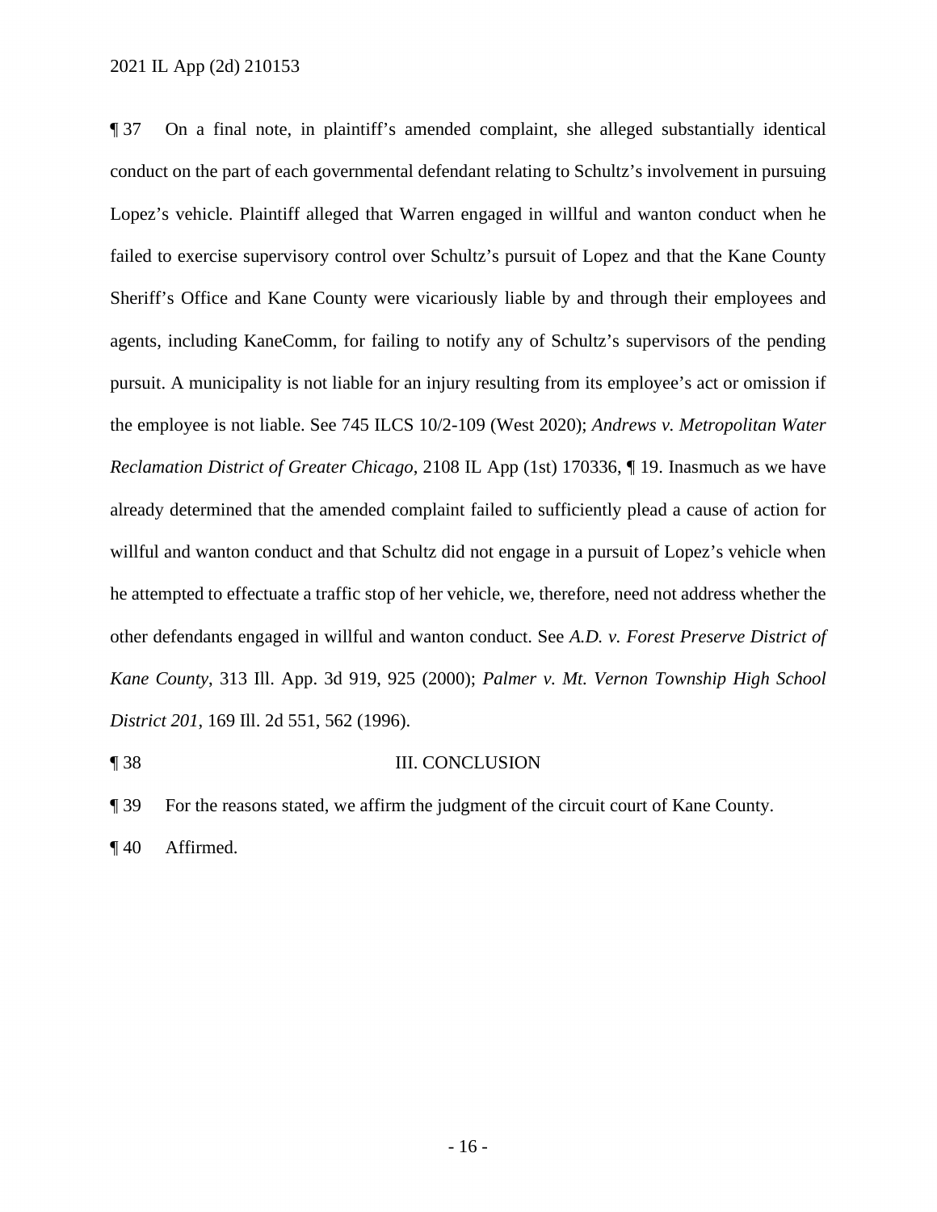¶ 37 On a final note, in plaintiff's amended complaint, she alleged substantially identical conduct on the part of each governmental defendant relating to Schultz's involvement in pursuing Lopez's vehicle. Plaintiff alleged that Warren engaged in willful and wanton conduct when he failed to exercise supervisory control over Schultz's pursuit of Lopez and that the Kane County Sheriff's Office and Kane County were vicariously liable by and through their employees and agents, including KaneComm, for failing to notify any of Schultz's supervisors of the pending pursuit. A municipality is not liable for an injury resulting from its employee's act or omission if the employee is not liable. See 745 ILCS 10/2-109 (West 2020); *Andrews v. Metropolitan Water Reclamation District of Greater Chicago*, 2108 IL App (1st) 170336, ¶ 19. Inasmuch as we have already determined that the amended complaint failed to sufficiently plead a cause of action for willful and wanton conduct and that Schultz did not engage in a pursuit of Lopez's vehicle when he attempted to effectuate a traffic stop of her vehicle, we, therefore, need not address whether the other defendants engaged in willful and wanton conduct. See *A.D. v. Forest Preserve District of Kane County*, 313 Ill. App. 3d 919, 925 (2000); *Palmer v. Mt. Vernon Township High School District 201*, 169 Ill. 2d 551, 562 (1996).

¶ 38 III. CONCLUSION

¶ 39 For the reasons stated, we affirm the judgment of the circuit court of Kane County.

¶ 40 Affirmed.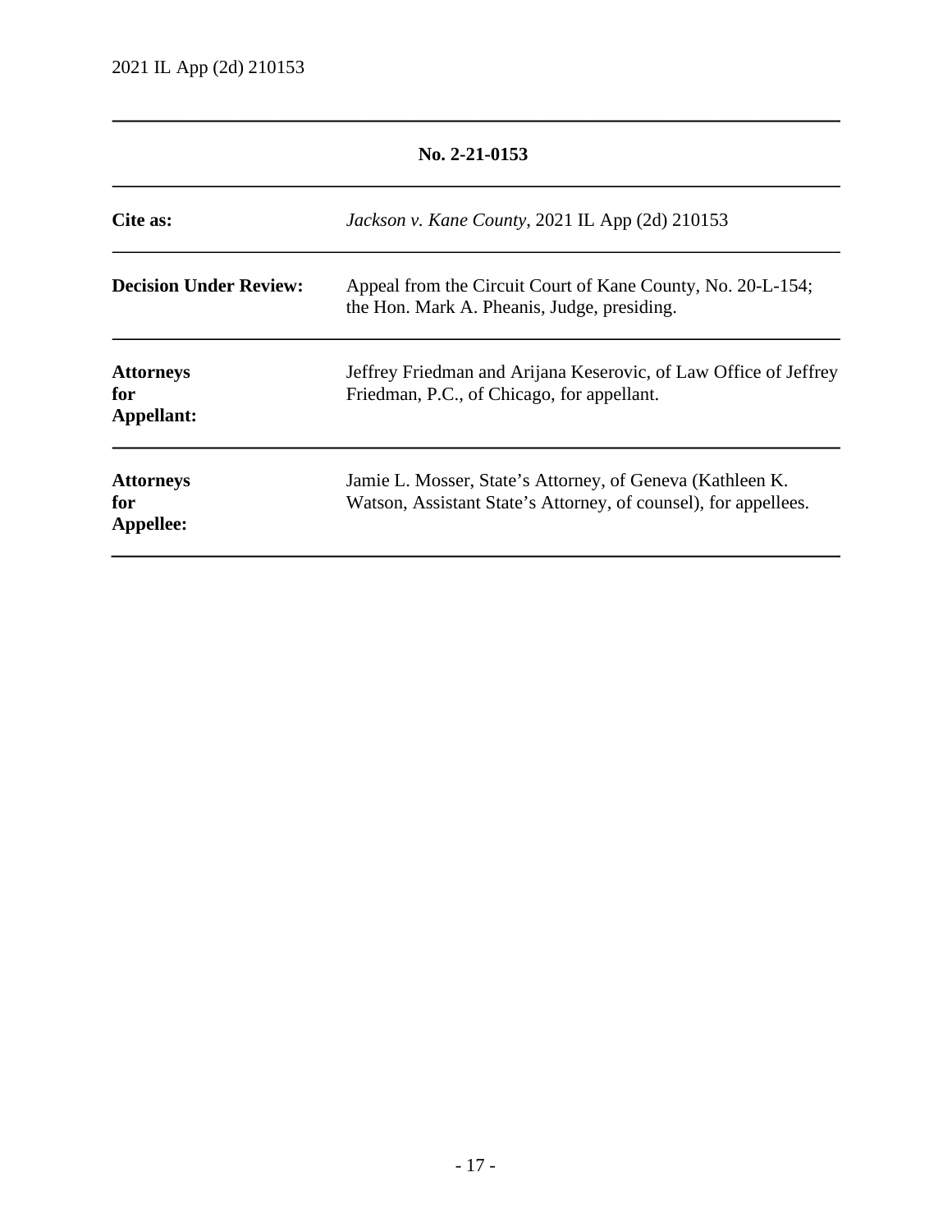**No. 2-21-0153**

| | |
|---|---|
| **Cite as:** | *Jackson v. Kane County*, 2021 IL App (2d) 210153 |
| **Decision Under Review:** | Appeal from the Circuit Court of Kane County, No. 20-L-154; the Hon. Mark A. Pheanis, Judge, presiding. |
| **Attorneys for Appellant:** | Jeffrey Friedman and Arijana Keserovic, of Law Office of Jeffrey Friedman, P.C., of Chicago, for appellant. |
| **Attorneys for Appellee:** | Jamie L. Mosser, State's Attorney, of Geneva (Kathleen K. Watson, Assistant State's Attorney, of counsel), for appellees. |